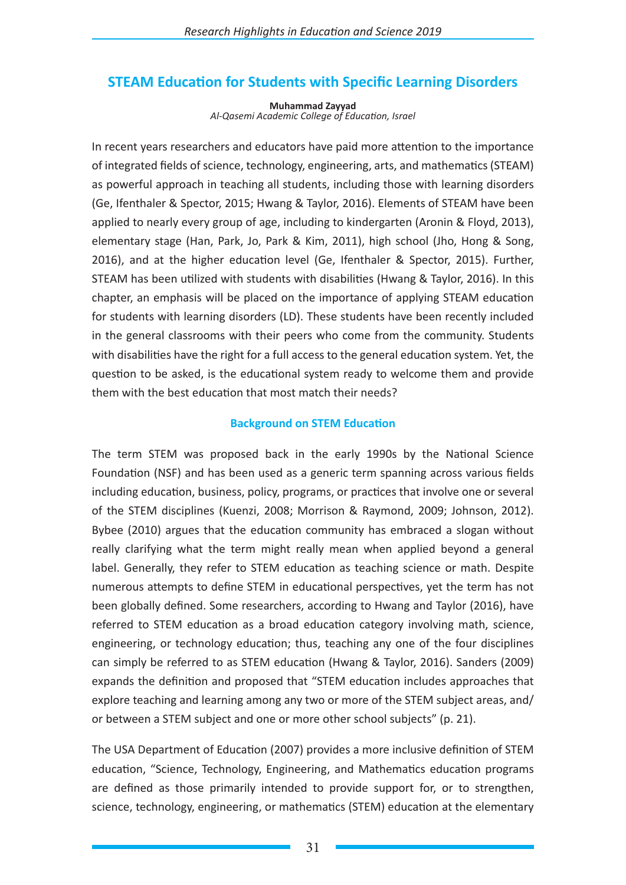# STEAM Education for Students with Specific Learning Disorders

**Muhammad Zayyad**
*Al-Qasemi Academic College of Education, Israel*

In recent years researchers and educators have paid more attention to the importance of integrated fields of science, technology, engineering, arts, and mathematics (STEAM) as powerful approach in teaching all students, including those with learning disorders (Ge, Ifenthaler & Spector, 2015; Hwang & Taylor, 2016). Elements of STEAM have been applied to nearly every group of age, including to kindergarten (Aronin & Floyd, 2013), elementary stage (Han, Park, Jo, Park & Kim, 2011), high school (Jho, Hong & Song, 2016), and at the higher education level (Ge, Ifenthaler & Spector, 2015). Further, STEAM has been utilized with students with disabilities (Hwang & Taylor, 2016). In this chapter, an emphasis will be placed on the importance of applying STEAM education for students with learning disorders (LD). These students have been recently included in the general classrooms with their peers who come from the community. Students with disabilities have the right for a full access to the general education system. Yet, the question to be asked, is the educational system ready to welcome them and provide them with the best education that most match their needs?

## Background on STEM Education

The term STEM was proposed back in the early 1990s by the National Science Foundation (NSF) and has been used as a generic term spanning across various fields including education, business, policy, programs, or practices that involve one or several of the STEM disciplines (Kuenzi, 2008; Morrison & Raymond, 2009; Johnson, 2012). Bybee (2010) argues that the education community has embraced a slogan without really clarifying what the term might really mean when applied beyond a general label. Generally, they refer to STEM education as teaching science or math. Despite numerous attempts to define STEM in educational perspectives, yet the term has not been globally defined. Some researchers, according to Hwang and Taylor (2016), have referred to STEM education as a broad education category involving math, science, engineering, or technology education; thus, teaching any one of the four disciplines can simply be referred to as STEM education (Hwang & Taylor, 2016). Sanders (2009) expands the definition and proposed that "STEM education includes approaches that explore teaching and learning among any two or more of the STEM subject areas, and/or between a STEM subject and one or more other school subjects" (p. 21).

The USA Department of Education (2007) provides a more inclusive definition of STEM education, "Science, Technology, Engineering, and Mathematics education programs are defined as those primarily intended to provide support for, or to strengthen, science, technology, engineering, or mathematics (STEM) education at the elementary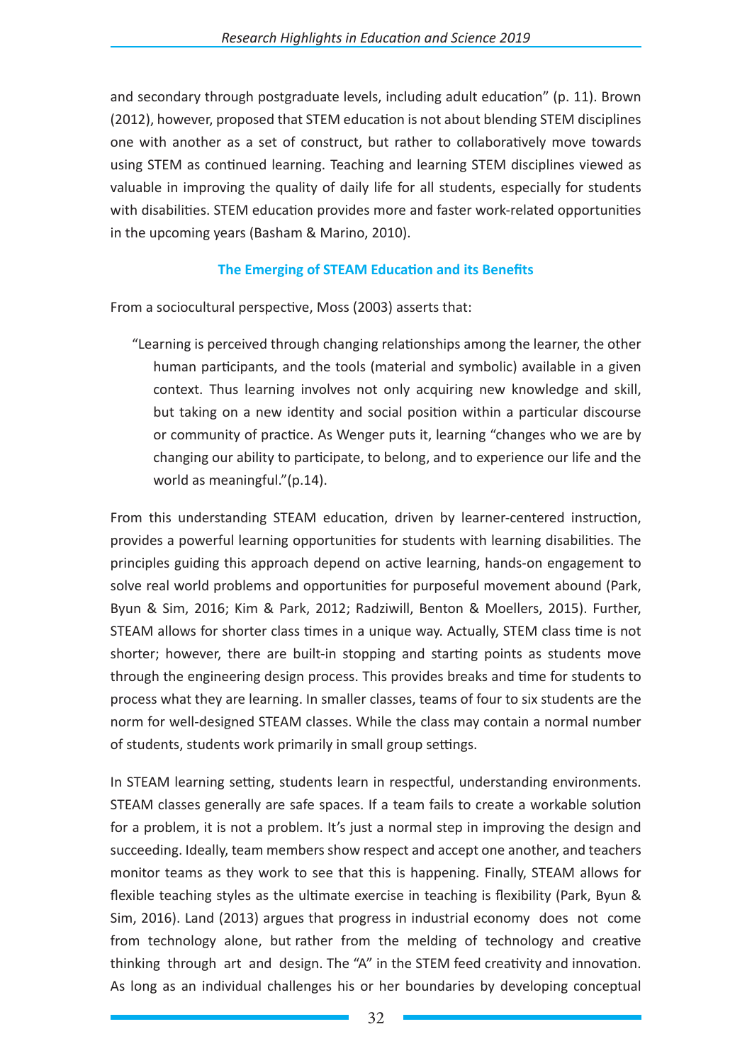and secondary through postgraduate levels, including adult education" (p. 11). Brown (2012), however, proposed that STEM education is not about blending STEM disciplines one with another as a set of construct, but rather to collaboratively move towards using STEM as continued learning. Teaching and learning STEM disciplines viewed as valuable in improving the quality of daily life for all students, especially for students with disabilities. STEM education provides more and faster work-related opportunities in the upcoming years (Basham & Marino, 2010).

## The Emerging of STEAM Education and its Benefits

From a sociocultural perspective, Moss (2003) asserts that:

> "Learning is perceived through changing relationships among the learner, the other human participants, and the tools (material and symbolic) available in a given context. Thus learning involves not only acquiring new knowledge and skill, but taking on a new identity and social position within a particular discourse or community of practice. As Wenger puts it, learning "changes who we are by changing our ability to participate, to belong, and to experience our life and the world as meaningful."(p.14).

From this understanding STEAM education, driven by learner-centered instruction, provides a powerful learning opportunities for students with learning disabilities. The principles guiding this approach depend on active learning, hands-on engagement to solve real world problems and opportunities for purposeful movement abound (Park, Byun & Sim, 2016; Kim & Park, 2012; Radziwill, Benton & Moellers, 2015). Further, STEAM allows for shorter class times in a unique way. Actually, STEM class time is not shorter; however, there are built-in stopping and starting points as students move through the engineering design process. This provides breaks and time for students to process what they are learning. In smaller classes, teams of four to six students are the norm for well-designed STEAM classes. While the class may contain a normal number of students, students work primarily in small group settings.

In STEAM learning setting, students learn in respectful, understanding environments. STEAM classes generally are safe spaces. If a team fails to create a workable solution for a problem, it is not a problem. It's just a normal step in improving the design and succeeding. Ideally, team members show respect and accept one another, and teachers monitor teams as they work to see that this is happening. Finally, STEAM allows for flexible teaching styles as the ultimate exercise in teaching is flexibility (Park, Byun & Sim, 2016). Land (2013) argues that progress in industrial economy does not come from technology alone, but rather from the melding of technology and creative thinking through art and design. The "A" in the STEM feed creativity and innovation. As long as an individual challenges his or her boundaries by developing conceptual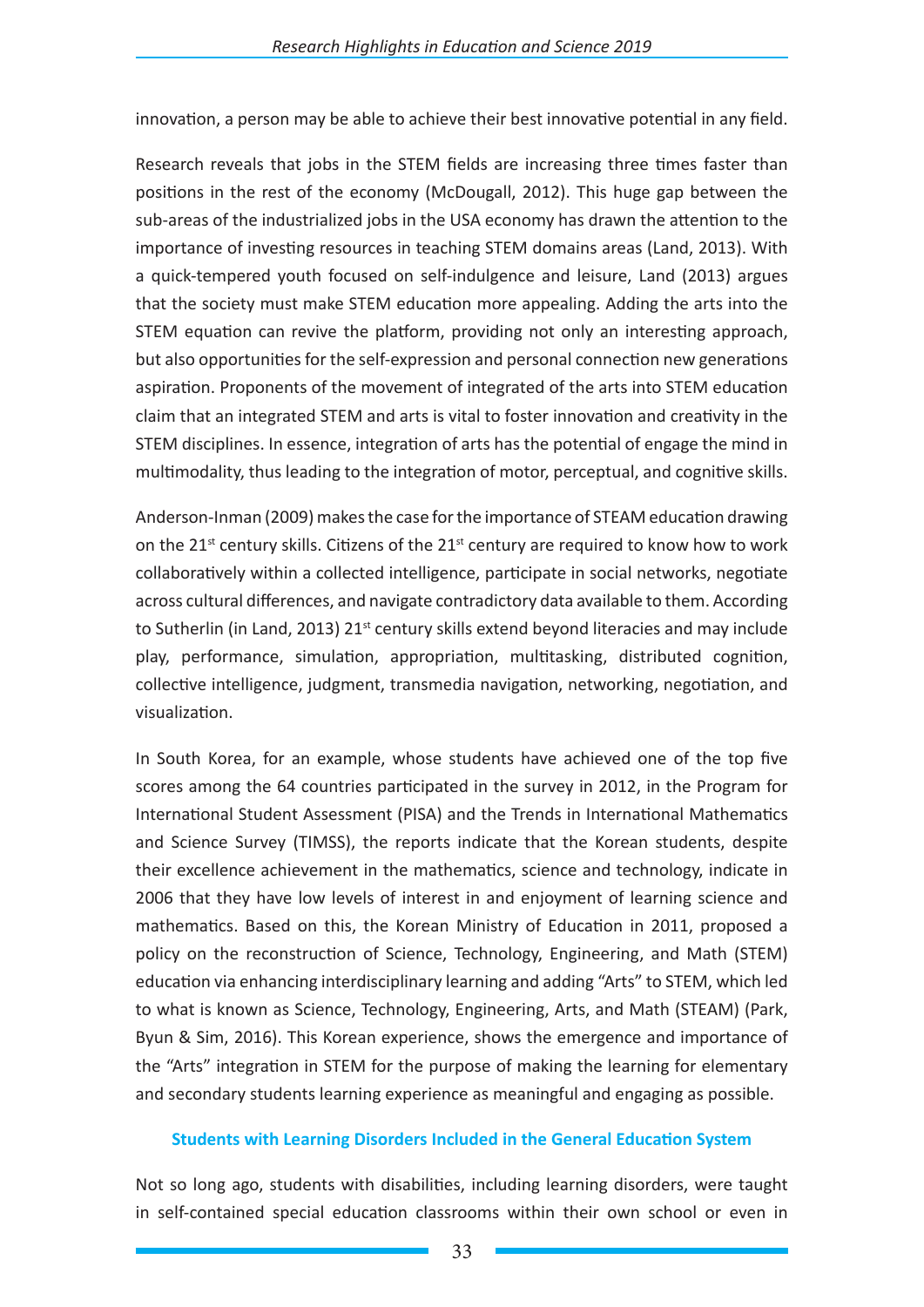innovation, a person may be able to achieve their best innovative potential in any field.

Research reveals that jobs in the STEM fields are increasing three times faster than positions in the rest of the economy (McDougall, 2012). This huge gap between the sub-areas of the industrialized jobs in the USA economy has drawn the attention to the importance of investing resources in teaching STEM domains areas (Land, 2013). With a quick-tempered youth focused on self-indulgence and leisure, Land (2013) argues that the society must make STEM education more appealing. Adding the arts into the STEM equation can revive the platform, providing not only an interesting approach, but also opportunities for the self-expression and personal connection new generations aspiration. Proponents of the movement of integrated of the arts into STEM education claim that an integrated STEM and arts is vital to foster innovation and creativity in the STEM disciplines. In essence, integration of arts has the potential of engage the mind in multimodality, thus leading to the integration of motor, perceptual, and cognitive skills.

Anderson-Inman (2009) makes the case for the importance of STEAM education drawing on the 21st century skills. Citizens of the 21st century are required to know how to work collaboratively within a collected intelligence, participate in social networks, negotiate across cultural differences, and navigate contradictory data available to them. According to Sutherlin (in Land, 2013) 21st century skills extend beyond literacies and may include play, performance, simulation, appropriation, multitasking, distributed cognition, collective intelligence, judgment, transmedia navigation, networking, negotiation, and visualization.

In South Korea, for an example, whose students have achieved one of the top five scores among the 64 countries participated in the survey in 2012, in the Program for International Student Assessment (PISA) and the Trends in International Mathematics and Science Survey (TIMSS), the reports indicate that the Korean students, despite their excellence achievement in the mathematics, science and technology, indicate in 2006 that they have low levels of interest in and enjoyment of learning science and mathematics. Based on this, the Korean Ministry of Education in 2011, proposed a policy on the reconstruction of Science, Technology, Engineering, and Math (STEM) education via enhancing interdisciplinary learning and adding "Arts" to STEM, which led to what is known as Science, Technology, Engineering, Arts, and Math (STEAM) (Park, Byun & Sim, 2016). This Korean experience, shows the emergence and importance of the "Arts" integration in STEM for the purpose of making the learning for elementary and secondary students learning experience as meaningful and engaging as possible.

## Students with Learning Disorders Included in the General Education System

Not so long ago, students with disabilities, including learning disorders, were taught in self-contained special education classrooms within their own school or even in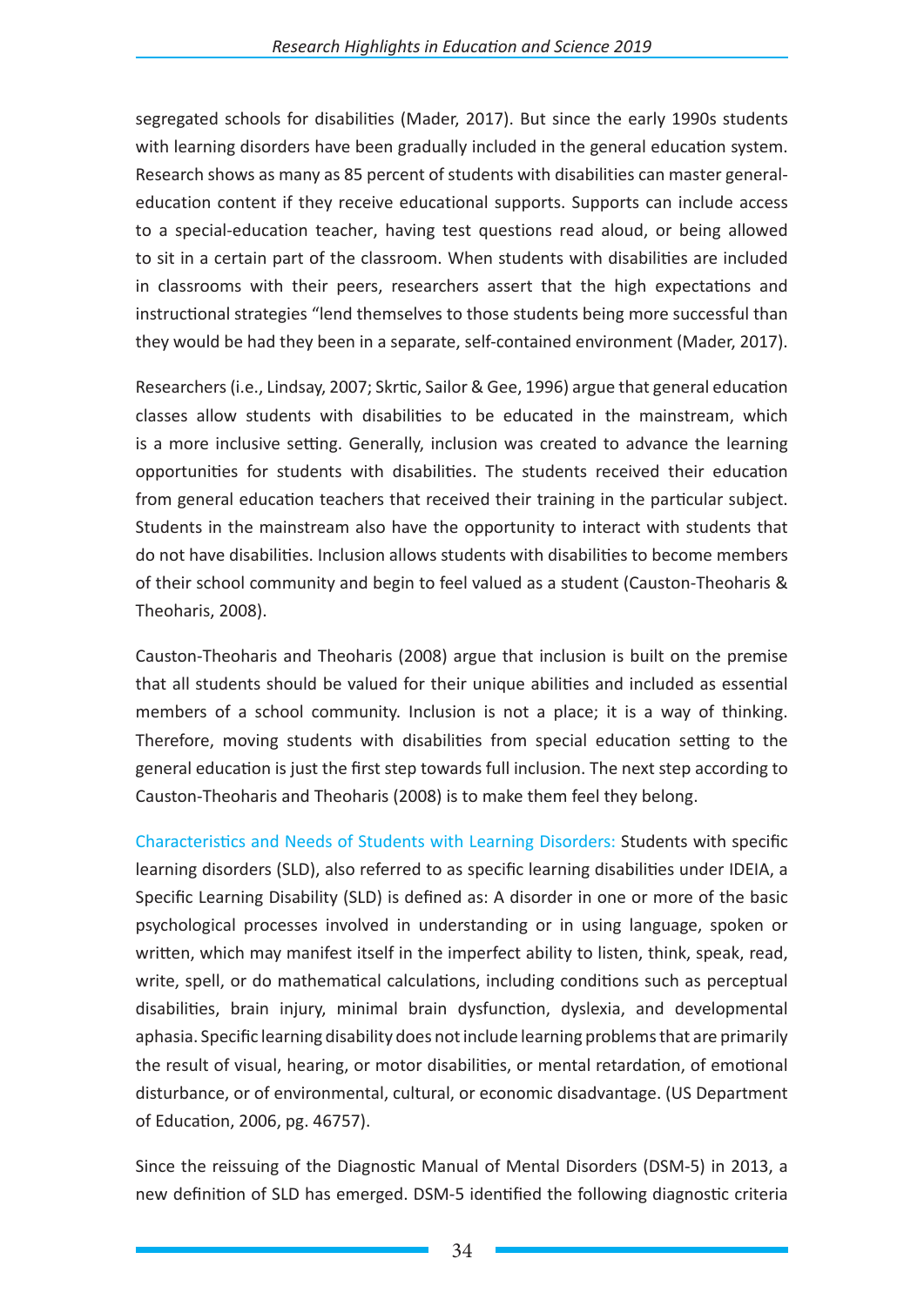segregated schools for disabilities (Mader, 2017). But since the early 1990s students with learning disorders have been gradually included in the general education system. Research shows as many as 85 percent of students with disabilities can master general-education content if they receive educational supports. Supports can include access to a special-education teacher, having test questions read aloud, or being allowed to sit in a certain part of the classroom. When students with disabilities are included in classrooms with their peers, researchers assert that the high expectations and instructional strategies "lend themselves to those students being more successful than they would be had they been in a separate, self-contained environment (Mader, 2017).

Researchers (i.e., Lindsay, 2007; Skrtic, Sailor & Gee, 1996) argue that general education classes allow students with disabilities to be educated in the mainstream, which is a more inclusive setting. Generally, inclusion was created to advance the learning opportunities for students with disabilities. The students received their education from general education teachers that received their training in the particular subject. Students in the mainstream also have the opportunity to interact with students that do not have disabilities. Inclusion allows students with disabilities to become members of their school community and begin to feel valued as a student (Causton-Theoharis & Theoharis, 2008).

Causton-Theoharis and Theoharis (2008) argue that inclusion is built on the premise that all students should be valued for their unique abilities and included as essential members of a school community. Inclusion is not a place; it is a way of thinking. Therefore, moving students with disabilities from special education setting to the general education is just the first step towards full inclusion. The next step according to Causton-Theoharis and Theoharis (2008) is to make them feel they belong.

**Characteristics and Needs of Students with Learning Disorders:** Students with specific learning disorders (SLD), also referred to as specific learning disabilities under IDEIA, a Specific Learning Disability (SLD) is defined as: A disorder in one or more of the basic psychological processes involved in understanding or in using language, spoken or written, which may manifest itself in the imperfect ability to listen, think, speak, read, write, spell, or do mathematical calculations, including conditions such as perceptual disabilities, brain injury, minimal brain dysfunction, dyslexia, and developmental aphasia. Specific learning disability does not include learning problems that are primarily the result of visual, hearing, or motor disabilities, or mental retardation, of emotional disturbance, or of environmental, cultural, or economic disadvantage. (US Department of Education, 2006, pg. 46757).

Since the reissuing of the Diagnostic Manual of Mental Disorders (DSM-5) in 2013, a new definition of SLD has emerged. DSM-5 identified the following diagnostic criteria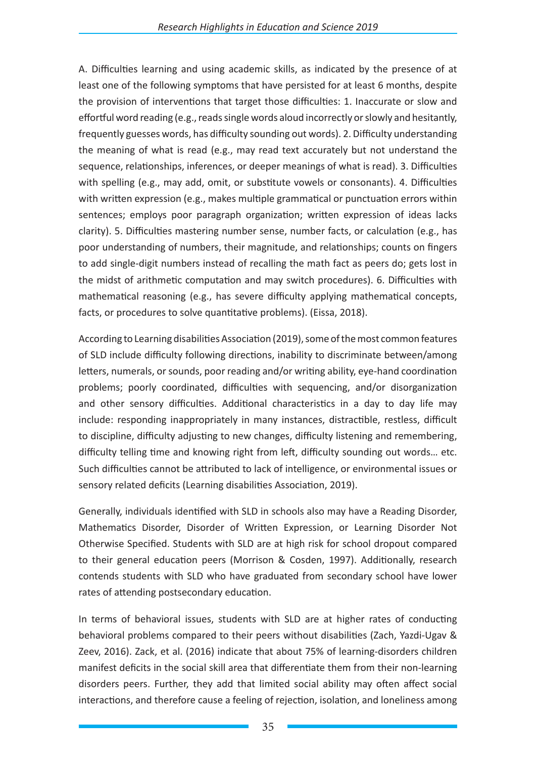A. Difficulties learning and using academic skills, as indicated by the presence of at least one of the following symptoms that have persisted for at least 6 months, despite the provision of interventions that target those difficulties: 1. Inaccurate or slow and effortful word reading (e.g., reads single words aloud incorrectly or slowly and hesitantly, frequently guesses words, has difficulty sounding out words). 2. Difficulty understanding the meaning of what is read (e.g., may read text accurately but not understand the sequence, relationships, inferences, or deeper meanings of what is read). 3. Difficulties with spelling (e.g., may add, omit, or substitute vowels or consonants). 4. Difficulties with written expression (e.g., makes multiple grammatical or punctuation errors within sentences; employs poor paragraph organization; written expression of ideas lacks clarity). 5. Difficulties mastering number sense, number facts, or calculation (e.g., has poor understanding of numbers, their magnitude, and relationships; counts on fingers to add single-digit numbers instead of recalling the math fact as peers do; gets lost in the midst of arithmetic computation and may switch procedures). 6. Difficulties with mathematical reasoning (e.g., has severe difficulty applying mathematical concepts, facts, or procedures to solve quantitative problems). (Eissa, 2018).

According to Learning disabilities Association (2019), some of the most common features of SLD include difficulty following directions, inability to discriminate between/among letters, numerals, or sounds, poor reading and/or writing ability, eye-hand coordination problems; poorly coordinated, difficulties with sequencing, and/or disorganization and other sensory difficulties. Additional characteristics in a day to day life may include: responding inappropriately in many instances, distractible, restless, difficult to discipline, difficulty adjusting to new changes, difficulty listening and remembering, difficulty telling time and knowing right from left, difficulty sounding out words… etc. Such difficulties cannot be attributed to lack of intelligence, or environmental issues or sensory related deficits (Learning disabilities Association, 2019).

Generally, individuals identified with SLD in schools also may have a Reading Disorder, Mathematics Disorder, Disorder of Written Expression, or Learning Disorder Not Otherwise Specified. Students with SLD are at high risk for school dropout compared to their general education peers (Morrison & Cosden, 1997). Additionally, research contends students with SLD who have graduated from secondary school have lower rates of attending postsecondary education.

In terms of behavioral issues, students with SLD are at higher rates of conducting behavioral problems compared to their peers without disabilities (Zach, Yazdi-Ugav & Zeev, 2016). Zack, et al. (2016) indicate that about 75% of learning-disorders children manifest deficits in the social skill area that differentiate them from their non-learning disorders peers. Further, they add that limited social ability may often affect social interactions, and therefore cause a feeling of rejection, isolation, and loneliness among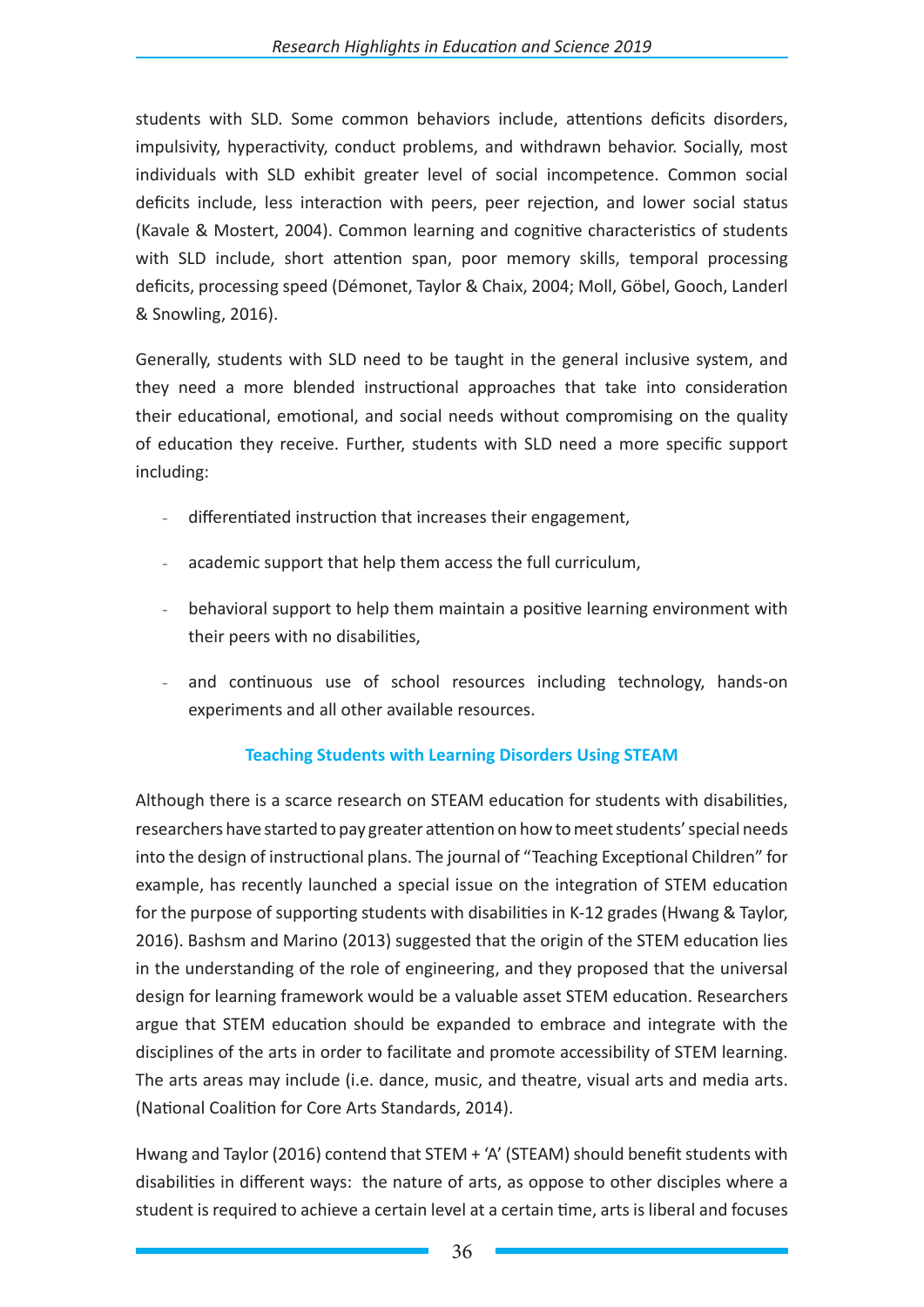students with SLD. Some common behaviors include, attentions deficits disorders, impulsivity, hyperactivity, conduct problems, and withdrawn behavior. Socially, most individuals with SLD exhibit greater level of social incompetence. Common social deficits include, less interaction with peers, peer rejection, and lower social status (Kavale & Mostert, 2004). Common learning and cognitive characteristics of students with SLD include, short attention span, poor memory skills, temporal processing deficits, processing speed (Démonet, Taylor & Chaix, 2004; Moll, Göbel, Gooch, Landerl & Snowling, 2016).

Generally, students with SLD need to be taught in the general inclusive system, and they need a more blended instructional approaches that take into consideration their educational, emotional, and social needs without compromising on the quality of education they receive. Further, students with SLD need a more specific support including:

- differentiated instruction that increases their engagement,
- academic support that help them access the full curriculum,
- behavioral support to help them maintain a positive learning environment with their peers with no disabilities,
- and continuous use of school resources including technology, hands-on experiments and all other available resources.

## Teaching Students with Learning Disorders Using STEAM

Although there is a scarce research on STEAM education for students with disabilities, researchers have started to pay greater attention on how to meet students' special needs into the design of instructional plans. The journal of "Teaching Exceptional Children" for example, has recently launched a special issue on the integration of STEM education for the purpose of supporting students with disabilities in K-12 grades (Hwang & Taylor, 2016). Bashsm and Marino (2013) suggested that the origin of the STEM education lies in the understanding of the role of engineering, and they proposed that the universal design for learning framework would be a valuable asset STEM education. Researchers argue that STEM education should be expanded to embrace and integrate with the disciplines of the arts in order to facilitate and promote accessibility of STEM learning. The arts areas may include (i.e. dance, music, and theatre, visual arts and media arts. (National Coalition for Core Arts Standards, 2014).

Hwang and Taylor (2016) contend that STEM + 'A' (STEAM) should benefit students with disabilities in different ways: the nature of arts, as oppose to other disciples where a student is required to achieve a certain level at a certain time, arts is liberal and focuses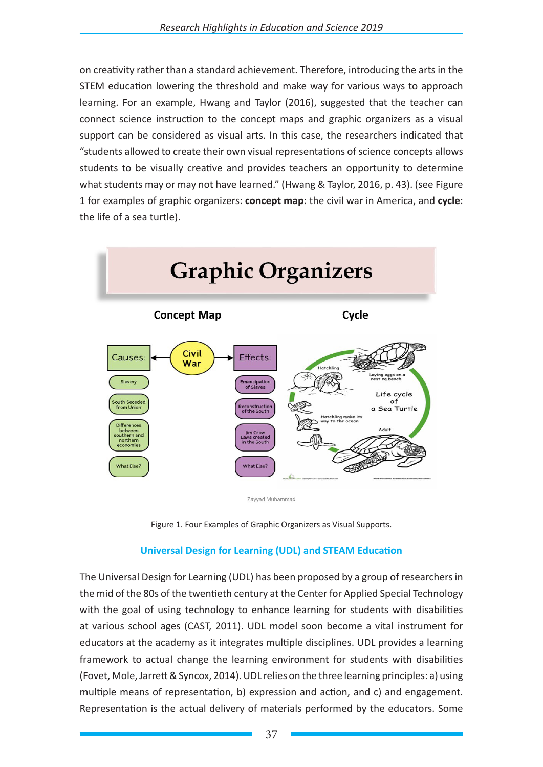on creativity rather than a standard achievement. Therefore, introducing the arts in the STEM education lowering the threshold and make way for various ways to approach learning. For an example, Hwang and Taylor (2016), suggested that the teacher can connect science instruction to the concept maps and graphic organizers as a visual support can be considered as visual arts. In this case, the researchers indicated that "students allowed to create their own visual representations of science concepts allows students to be visually creative and provides teachers an opportunity to determine what students may or may not have learned." (Hwang & Taylor, 2016, p. 43). (see Figure 1 for examples of graphic organizers: **concept map**: the civil war in America, and **cycle**: the life of a sea turtle).

Figure 1. Four Examples of Graphic Organizers as Visual Supports.

## Universal Design for Learning (UDL) and STEAM Education

The Universal Design for Learning (UDL) has been proposed by a group of researchers in the mid of the 80s of the twentieth century at the Center for Applied Special Technology with the goal of using technology to enhance learning for students with disabilities at various school ages (CAST, 2011). UDL model soon become a vital instrument for educators at the academy as it integrates multiple disciplines. UDL provides a learning framework to actual change the learning environment for students with disabilities (Fovet, Mole, Jarrett & Syncox, 2014). UDL relies on the three learning principles: a) using multiple means of representation, b) expression and action, and c) and engagement. Representation is the actual delivery of materials performed by the educators. Some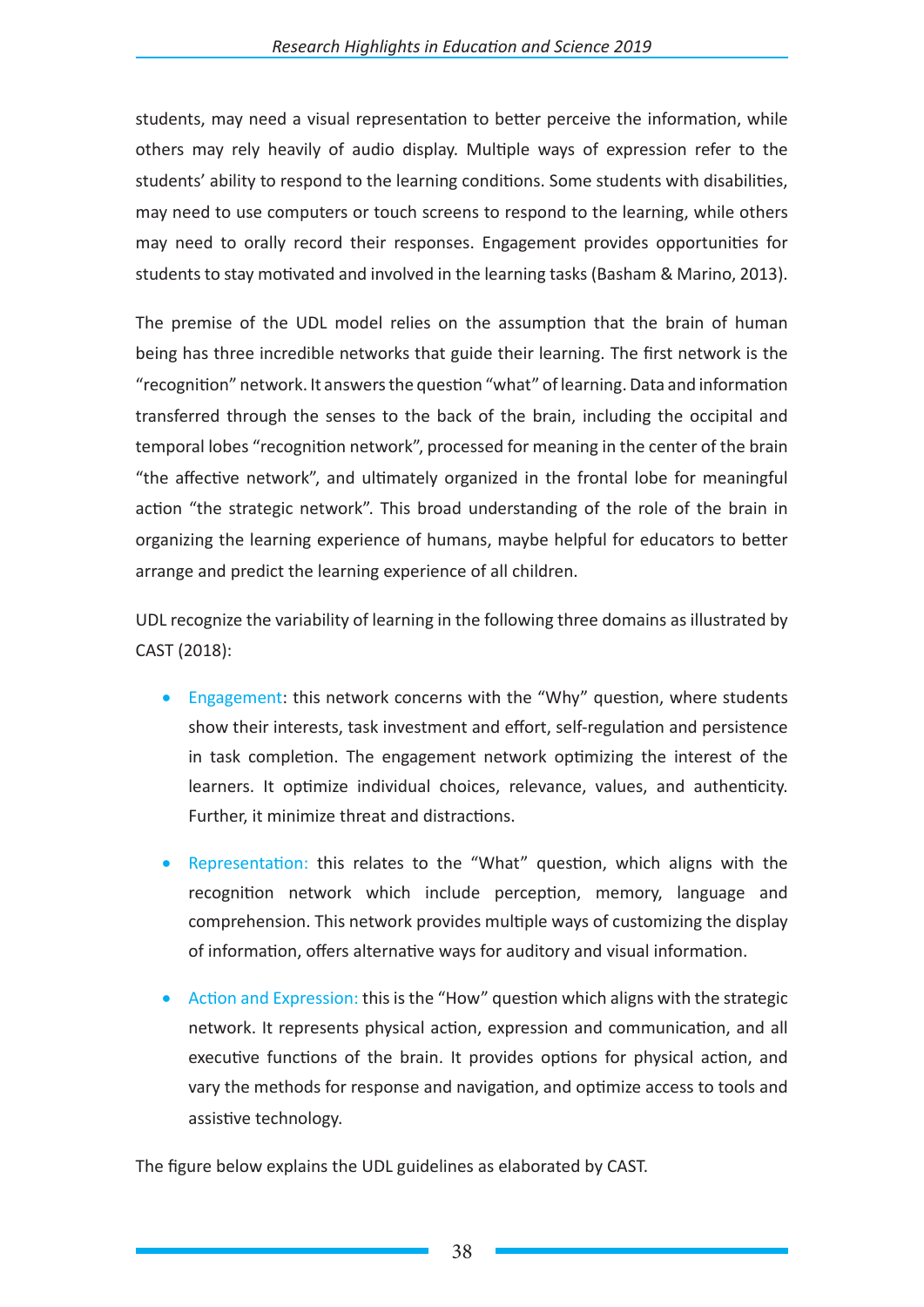students, may need a visual representation to better perceive the information, while others may rely heavily of audio display. Multiple ways of expression refer to the students' ability to respond to the learning conditions. Some students with disabilities, may need to use computers or touch screens to respond to the learning, while others may need to orally record their responses. Engagement provides opportunities for students to stay motivated and involved in the learning tasks (Basham & Marino, 2013).

The premise of the UDL model relies on the assumption that the brain of human being has three incredible networks that guide their learning. The first network is the "recognition" network. It answers the question "what" of learning. Data and information transferred through the senses to the back of the brain, including the occipital and temporal lobes "recognition network", processed for meaning in the center of the brain "the affective network", and ultimately organized in the frontal lobe for meaningful action "the strategic network". This broad understanding of the role of the brain in organizing the learning experience of humans, maybe helpful for educators to better arrange and predict the learning experience of all children.

UDL recognize the variability of learning in the following three domains as illustrated by CAST (2018):

- Engagement: this network concerns with the "Why" question, where students show their interests, task investment and effort, self-regulation and persistence in task completion. The engagement network optimizing the interest of the learners. It optimize individual choices, relevance, values, and authenticity. Further, it minimize threat and distractions.
- Representation: this relates to the "What" question, which aligns with the recognition network which include perception, memory, language and comprehension. This network provides multiple ways of customizing the display of information, offers alternative ways for auditory and visual information.
- Action and Expression: this is the "How" question which aligns with the strategic network. It represents physical action, expression and communication, and all executive functions of the brain. It provides options for physical action, and vary the methods for response and navigation, and optimize access to tools and assistive technology.

The figure below explains the UDL guidelines as elaborated by CAST.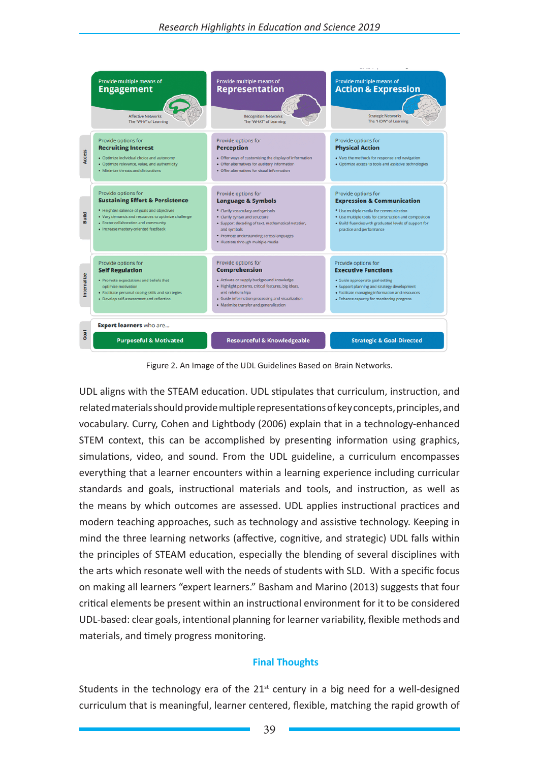| | Provide multiple means of **Engagement** (Affective Networks — The "WHY" of Learning) | Provide multiple means of **Representation** (Recognition Networks — The "WHAT" of Learning) | Provide multiple means of **Action & Expression** (Strategic Networks — The "HOW" of Learning) |
|---|---|---|---|
| Access | Provide options for **Recruiting Interest**<br>• Optimize individual choice and autonomy<br>• Optimize relevance, value, and authenticity<br>• Minimize threats and distractions | Provide options for **Perception**<br>• Offer ways of customizing the display of information<br>• Offer alternatives for auditory information<br>• Offer alternatives for visual information | Provide options for **Physical Action**<br>• Vary the methods for response and navigation<br>• Optimize access to tools and assistive technologies |
| Build | Provide options for **Sustaining Effort & Persistence**<br>• Heighten salience of goals and objectives<br>• Vary demands and resources to optimize challenge<br>• Foster collaboration and community<br>• Increase mastery-oriented feedback | Provide options for **Language & Symbols**<br>• Clarify vocabulary and symbols<br>• Clarify syntax and structure<br>• Support decoding of text, mathematical notation, and symbols<br>• Promote understanding across languages<br>• Illustrate through multiple media | Provide options for **Expression & Communication**<br>• Use multiple media for communication<br>• Use multiple tools for construction and composition<br>• Build fluencies with graduated levels of support for practice and performance |
| Internalize | Provide options for **Self Regulation**<br>• Promote expectations and beliefs that optimize motivation<br>• Facilitate personal coping skills and strategies<br>• Develop self-assessment and reflection | Provide options for **Comprehension**<br>• Activate or supply background knowledge<br>• Highlight patterns, critical features, big ideas, and relationships<br>• Guide information processing and visualization<br>• Maximize transfer and generalization | Provide options for **Executive Functions**<br>• Guide appropriate goal-setting<br>• Support planning and strategy development<br>• Facilitate managing information and resources<br>• Enhance capacity for monitoring progress |
| Goal | **Expert learners** who are...<br>Purposeful & Motivated | Resourceful & Knowledgeable | Strategic & Goal-Directed |

Figure 2. An Image of the UDL Guidelines Based on Brain Networks.

UDL aligns with the STEAM education. UDL stipulates that curriculum, instruction, and related materials should provide multiple representations of key concepts, principles, and vocabulary. Curry, Cohen and Lightbody (2006) explain that in a technology-enhanced STEM context, this can be accomplished by presenting information using graphics, simulations, video, and sound. From the UDL guideline, a curriculum encompasses everything that a learner encounters within a learning experience including curricular standards and goals, instructional materials and tools, and instruction, as well as the means by which outcomes are assessed. UDL applies instructional practices and modern teaching approaches, such as technology and assistive technology. Keeping in mind the three learning networks (affective, cognitive, and strategic) UDL falls within the principles of STEAM education, especially the blending of several disciplines with the arts which resonate well with the needs of students with SLD. With a specific focus on making all learners "expert learners." Basham and Marino (2013) suggests that four critical elements be present within an instructional environment for it to be considered UDL-based: clear goals, intentional planning for learner variability, flexible methods and materials, and timely progress monitoring.

## Final Thoughts

Students in the technology era of the 21st century in a big need for a well-designed curriculum that is meaningful, learner centered, flexible, matching the rapid growth of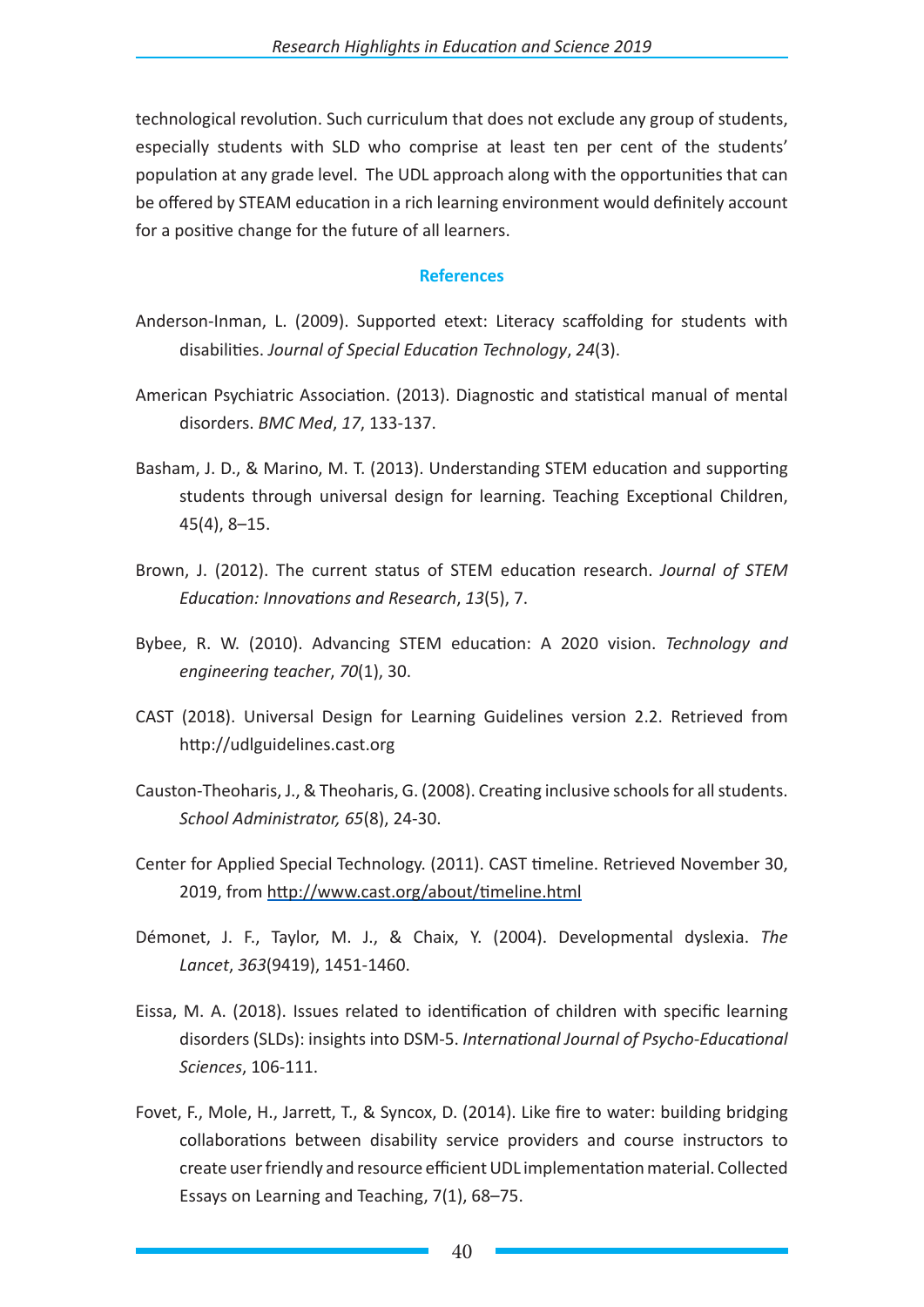technological revolution. Such curriculum that does not exclude any group of students, especially students with SLD who comprise at least ten per cent of the students' population at any grade level. The UDL approach along with the opportunities that can be offered by STEAM education in a rich learning environment would definitely account for a positive change for the future of all learners.

## References

Anderson-Inman, L. (2009). Supported etext: Literacy scaffolding for students with disabilities. *Journal of Special Education Technology*, *24*(3).

American Psychiatric Association. (2013). Diagnostic and statistical manual of mental disorders. *BMC Med*, *17*, 133-137.

Basham, J. D., & Marino, M. T. (2013). Understanding STEM education and supporting students through universal design for learning. Teaching Exceptional Children, 45(4), 8–15.

Brown, J. (2012). The current status of STEM education research. *Journal of STEM Education: Innovations and Research*, *13*(5), 7.

Bybee, R. W. (2010). Advancing STEM education: A 2020 vision. *Technology and engineering teacher*, *70*(1), 30.

CAST (2018). Universal Design for Learning Guidelines version 2.2. Retrieved from http://udlguidelines.cast.org

Causton-Theoharis, J., & Theoharis, G. (2008). Creating inclusive schools for all students. *School Administrator, 65*(8), 24-30.

Center for Applied Special Technology. (2011). CAST timeline. Retrieved November 30, 2019, from http://www.cast.org/about/timeline.html

Démonet, J. F., Taylor, M. J., & Chaix, Y. (2004). Developmental dyslexia. *The Lancet*, *363*(9419), 1451-1460.

Eissa, M. A. (2018). Issues related to identification of children with specific learning disorders (SLDs): insights into DSM-5. *International Journal of Psycho-Educational Sciences*, 106-111.

Fovet, F., Mole, H., Jarrett, T., & Syncox, D. (2014). Like fire to water: building bridging collaborations between disability service providers and course instructors to create user friendly and resource efficient UDL implementation material. Collected Essays on Learning and Teaching, 7(1), 68–75.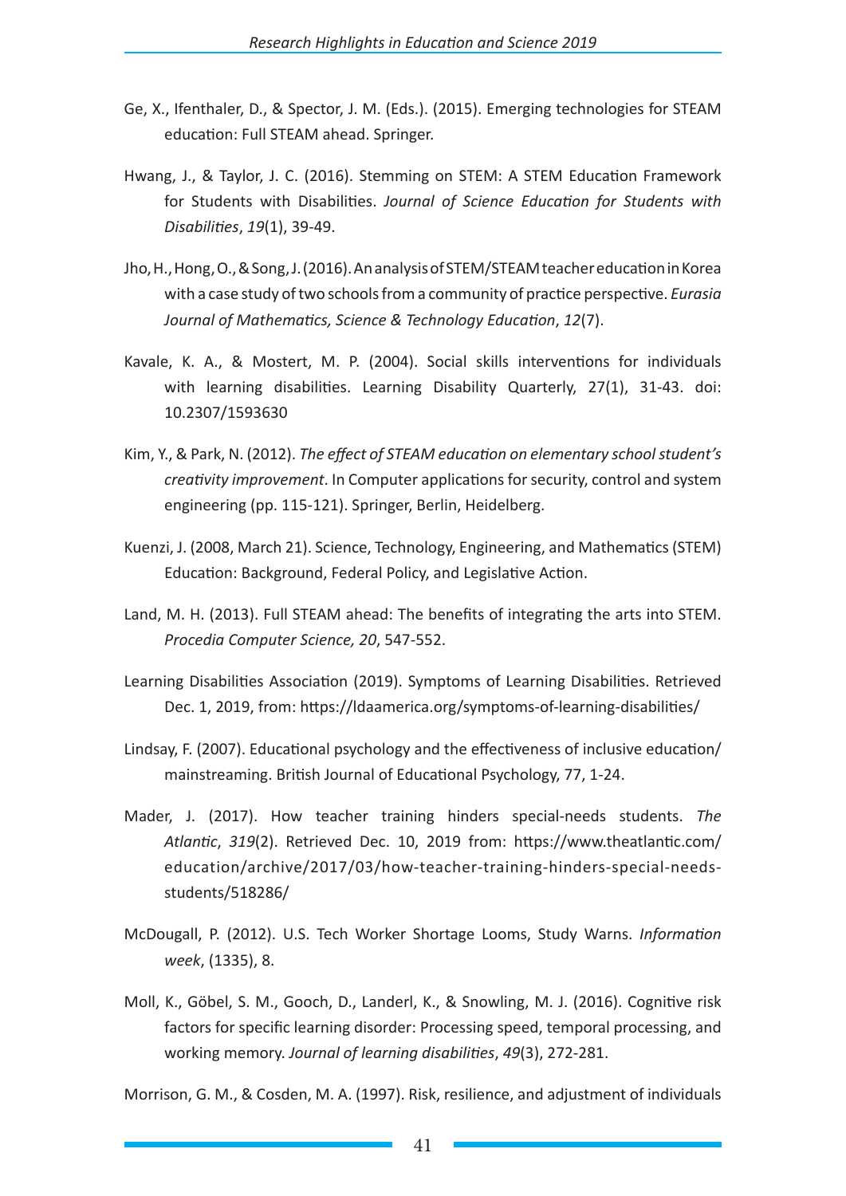Ge, X., Ifenthaler, D., & Spector, J. M. (Eds.). (2015). Emerging technologies for STEAM education: Full STEAM ahead. Springer.

Hwang, J., & Taylor, J. C. (2016). Stemming on STEM: A STEM Education Framework for Students with Disabilities. *Journal of Science Education for Students with Disabilities*, *19*(1), 39-49.

Jho, H., Hong, O., & Song, J. (2016). An analysis of STEM/STEAM teacher education in Korea with a case study of two schools from a community of practice perspective. *Eurasia Journal of Mathematics, Science & Technology Education*, *12*(7).

Kavale, K. A., & Mostert, M. P. (2004). Social skills interventions for individuals with learning disabilities. Learning Disability Quarterly, 27(1), 31-43. doi: 10.2307/1593630

Kim, Y., & Park, N. (2012). *The effect of STEAM education on elementary school student's creativity improvement*. In Computer applications for security, control and system engineering (pp. 115-121). Springer, Berlin, Heidelberg.

Kuenzi, J. (2008, March 21). Science, Technology, Engineering, and Mathematics (STEM) Education: Background, Federal Policy, and Legislative Action.

Land, M. H. (2013). Full STEAM ahead: The benefits of integrating the arts into STEM. *Procedia Computer Science, 20*, 547-552.

Learning Disabilities Association (2019). Symptoms of Learning Disabilities. Retrieved Dec. 1, 2019, from: https://ldaamerica.org/symptoms-of-learning-disabilities/

Lindsay, F. (2007). Educational psychology and the effectiveness of inclusive education/mainstreaming. British Journal of Educational Psychology, 77, 1-24.

Mader, J. (2017). How teacher training hinders special-needs students. *The Atlantic*, *319*(2). Retrieved Dec. 10, 2019 from: https://www.theatlantic.com/education/archive/2017/03/how-teacher-training-hinders-special-needs-students/518286/

McDougall, P. (2012). U.S. Tech Worker Shortage Looms, Study Warns. *Information week*, (1335), 8.

Moll, K., Göbel, S. M., Gooch, D., Landerl, K., & Snowling, M. J. (2016). Cognitive risk factors for specific learning disorder: Processing speed, temporal processing, and working memory. *Journal of learning disabilities*, *49*(3), 272-281.

Morrison, G. M., & Cosden, M. A. (1997). Risk, resilience, and adjustment of individuals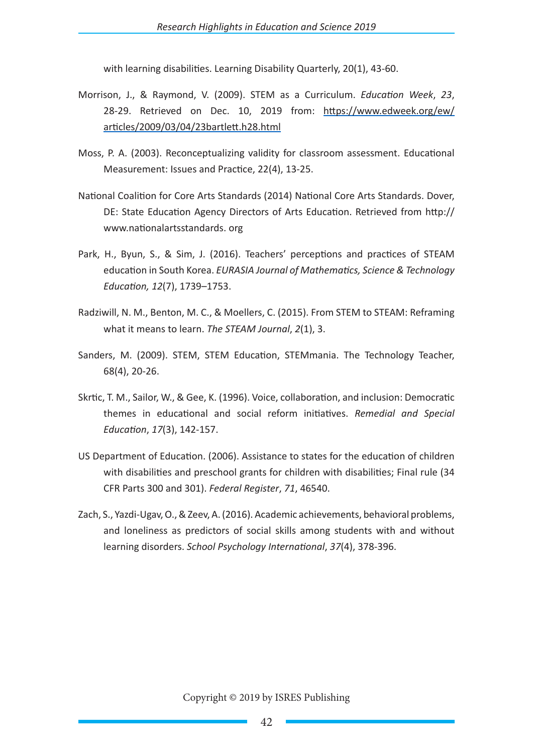with learning disabilities. Learning Disability Quarterly, 20(1), 43-60.

Morrison, J., & Raymond, V. (2009). STEM as a Curriculum. *Education Week*, *23*, 28-29. Retrieved on Dec. 10, 2019 from: https://www.edweek.org/ew/articles/2009/03/04/23bartlett.h28.html

Moss, P. A. (2003). Reconceptualizing validity for classroom assessment. Educational Measurement: Issues and Practice, 22(4), 13-25.

National Coalition for Core Arts Standards (2014) National Core Arts Standards. Dover, DE: State Education Agency Directors of Arts Education. Retrieved from http://www.nationalartsstandards. org

Park, H., Byun, S., & Sim, J. (2016). Teachers' perceptions and practices of STEAM education in South Korea. *EURASIA Journal of Mathematics, Science & Technology Education, 12*(7), 1739–1753.

Radziwill, N. M., Benton, M. C., & Moellers, C. (2015). From STEM to STEAM: Reframing what it means to learn. *The STEAM Journal*, *2*(1), 3.

Sanders, M. (2009). STEM, STEM Education, STEMmania. The Technology Teacher, 68(4), 20-26.

Skrtic, T. M., Sailor, W., & Gee, K. (1996). Voice, collaboration, and inclusion: Democratic themes in educational and social reform initiatives. *Remedial and Special Education*, *17*(3), 142-157.

US Department of Education. (2006). Assistance to states for the education of children with disabilities and preschool grants for children with disabilities; Final rule (34 CFR Parts 300 and 301). *Federal Register*, *71*, 46540.

Zach, S., Yazdi-Ugav, O., & Zeev, A. (2016). Academic achievements, behavioral problems, and loneliness as predictors of social skills among students with and without learning disorders. *School Psychology International*, *37*(4), 378-396.